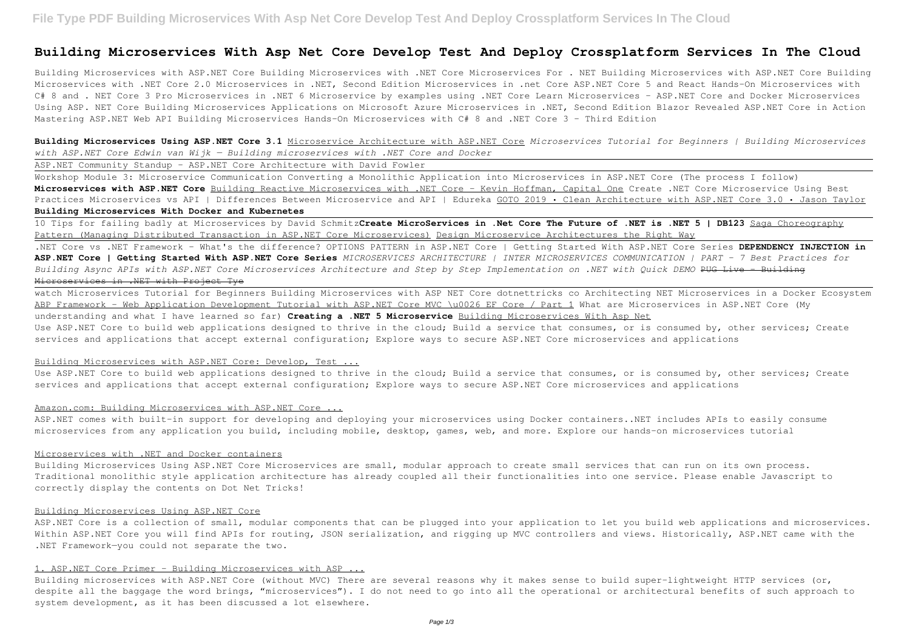# Building Microservices With Asp Net Core Develop Test And Deploy Crossplatform Services In The Cloud

Building Microservices with ASP.NET Core Building Microservices with .NET Core Microservices For . NET Building Microservices with ASP.NET Core Building Microservices with .NET Core 2.0 Microservices in .NET, Second Edition Microservices in .net Core ASP.NET Core 5 and React Hands-On Microservices with C# 8 and . NET Core 3 Pro Microservices in .NET 6 Microservice by examples using .NET Core Learn Microservices - ASP.NET Core and Docker Microservices Using ASP. NET Core Building Microservices Applications on Microsoft Azure Microservices in .NET, Second Edition Blazor Revealed ASP.NET Core in Action Mastering ASP.NET Web API Building Microservices Hands-On Microservices with C# 8 and .NET Core 3 - Third Edition

**Building Microservices Using ASP.NET Core 3.1** Microservice Architecture with ASP.NET Core *Microservices Tutorial for Beginners | Building Microservices with ASP.NET Core Edwin van Wijk — Building microservices with .NET Core and Docker*

ASP.NET Community Standup - ASP.NET Core Architecture with David Fowler

Workshop Module 3: Microservice Communication Converting a Monolithic Application into Microservices in ASP.NET Core (The process I follow) **Microservices with ASP.NET Core** Building Reactive Microservices with .NET Core - Kevin Hoffman, Capital One Create .NET Core Microservice Using Best Practices Microservices vs API | Differences Between Microservice and API | Edureka GOTO 2019 • Clean Architecture with ASP.NET Core 3.0 • Jason Taylor **Building Microservices With Docker and Kubernetes**

10 Tips for failing badly at Microservices by David Schmitz**Create MicroServices in .Net Core The Future of .NET is .NET 5 | DB123** Saga Choreography Pattern (Managing Distributed Transaction in ASP.NET Core Microservices) Design Microservice Architectures the Right Way

.NET Core vs .NET Framework - What's the difference? OPTIONS PATTERN in ASP.NET Core | Getting Started With ASP.NET Core Series **DEPENDENCY INJECTION in ASP.NET Core | Getting Started With ASP.NET Core Series** *MICROSERVICES ARCHITECTURE | INTER MICROSERVICES COMMUNICATION | PART - 7 Best Practices for Building Async APIs with ASP.NET Core Microservices Architecture and Step by Step Implementation on .NET with Quick DEMO* ~~PUG Live - Building Microservices in .NET with Project Tye~~

watch Microservices Tutorial for Beginners Building Microservices with ASP NET Core dotnettricks co Architecting NET Microservices in a Docker Ecosystem ABP Framework - Web Application Development Tutorial with ASP.NET Core MVC \u0026 EF Core / Part 1 What are Microservices in ASP.NET Core (My understanding and what I have learned so far) **Creating a .NET 5 Microservice** Building Microservices With Asp Net

Use ASP.NET Core to build web applications designed to thrive in the cloud; Build a service that consumes, or is consumed by, other services; Create services and applications that accept external configuration; Explore ways to secure ASP.NET Core microservices and applications

## Building Microservices with ASP.NET Core: Develop, Test ...

Use ASP.NET Core to build web applications designed to thrive in the cloud; Build a service that consumes, or is consumed by, other services; Create services and applications that accept external configuration; Explore ways to secure ASP.NET Core microservices and applications

## Amazon.com: Building Microservices with ASP.NET Core ...

ASP.NET comes with built-in support for developing and deploying your microservices using Docker containers..NET includes APIs to easily consume microservices from any application you build, including mobile, desktop, games, web, and more. Explore our hands-on microservices tutorial

## Microservices with .NET and Docker containers

Building Microservices Using ASP.NET Core Microservices are small, modular approach to create small services that can run on its own process. Traditional monolithic style application architecture has already coupled all their functionalities into one service. Please enable Javascript to correctly display the contents on Dot Net Tricks!

## Building Microservices Using ASP.NET Core

ASP.NET Core is a collection of small, modular components that can be plugged into your application to let you build web applications and microservices. Within ASP.NET Core you will find APIs for routing, JSON serialization, and rigging up MVC controllers and views. Historically, ASP.NET came with the .NET Framework—you could not separate the two.

## 1. ASP.NET Core Primer - Building Microservices with ASP ...

Building microservices with ASP.NET Core (without MVC) There are several reasons why it makes sense to build super-lightweight HTTP services (or, despite all the baggage the word brings, "microservices"). I do not need to go into all the operational or architectural benefits of such approach to system development, as it has been discussed a lot elsewhere.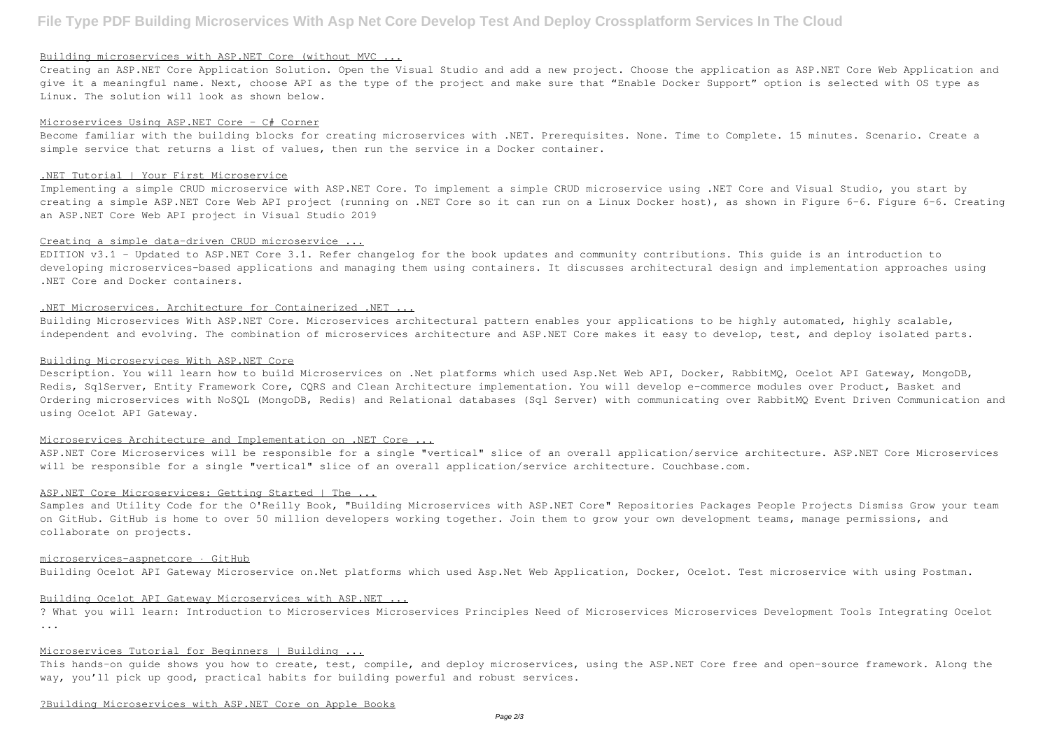### Building microservices with ASP.NET Core (without MVC ...

Creating an ASP.NET Core Application Solution. Open the Visual Studio and add a new project. Choose the application as ASP.NET Core Web Application and give it a meaningful name. Next, choose API as the type of the project and make sure that "Enable Docker Support" option is selected with OS type as Linux. The solution will look as shown below.

### Microservices Using ASP.NET Core - C# Corner

Become familiar with the building blocks for creating microservices with .NET. Prerequisites. None. Time to Complete. 15 minutes. Scenario. Create a simple service that returns a list of values, then run the service in a Docker container.

### .NET Tutorial | Your First Microservice

Implementing a simple CRUD microservice with ASP.NET Core. To implement a simple CRUD microservice using .NET Core and Visual Studio, you start by creating a simple ASP.NET Core Web API project (running on .NET Core so it can run on a Linux Docker host), as shown in Figure 6-6. Figure 6-6. Creating an ASP.NET Core Web API project in Visual Studio 2019

### Creating a simple data-driven CRUD microservice ...

EDITION v3.1 - Updated to ASP.NET Core 3.1. Refer changelog for the book updates and community contributions. This guide is an introduction to developing microservices-based applications and managing them using containers. It discusses architectural design and implementation approaches using .NET Core and Docker containers.

### .NET Microservices. Architecture for Containerized .NET ...

Building Microservices With ASP.NET Core. Microservices architectural pattern enables your applications to be highly automated, highly scalable, independent and evolving. The combination of microservices architecture and ASP.NET Core makes it easy to develop, test, and deploy isolated parts.

### Building Microservices With ASP.NET Core

Description. You will learn how to build Microservices on .Net platforms which used Asp.Net Web API, Docker, RabbitMQ, Ocelot API Gateway, MongoDB, Redis, SqlServer, Entity Framework Core, CQRS and Clean Architecture implementation. You will develop e-commerce modules over Product, Basket and Ordering microservices with NoSQL (MongoDB, Redis) and Relational databases (Sql Server) with communicating over RabbitMQ Event Driven Communication and using Ocelot API Gateway.

### Microservices Architecture and Implementation on .NET Core ...

ASP.NET Core Microservices will be responsible for a single "vertical" slice of an overall application/service architecture. ASP.NET Core Microservices will be responsible for a single "vertical" slice of an overall application/service architecture. Couchbase.com.

### ASP.NET Core Microservices: Getting Started | The ...

Samples and Utility Code for the O'Reilly Book, "Building Microservices with ASP.NET Core" Repositories Packages People Projects Dismiss Grow your team on GitHub. GitHub is home to over 50 million developers working together. Join them to grow your own development teams, manage permissions, and collaborate on projects.

### microservices-aspnetcore · GitHub

Building Ocelot API Gateway Microservice on.Net platforms which used Asp.Net Web Application, Docker, Ocelot. Test microservice with using Postman.

### Building Ocelot API Gateway Microservices with ASP.NET ...

? What you will learn: Introduction to Microservices Microservices Principles Need of Microservices Microservices Development Tools Integrating Ocelot ...

### Microservices Tutorial for Beginners | Building ...

This hands-on guide shows you how to create, test, compile, and deploy microservices, using the ASP.NET Core free and open-source framework. Along the way, you'll pick up good, practical habits for building powerful and robust services.

### ?Building Microservices with ASP.NET Core on Apple Books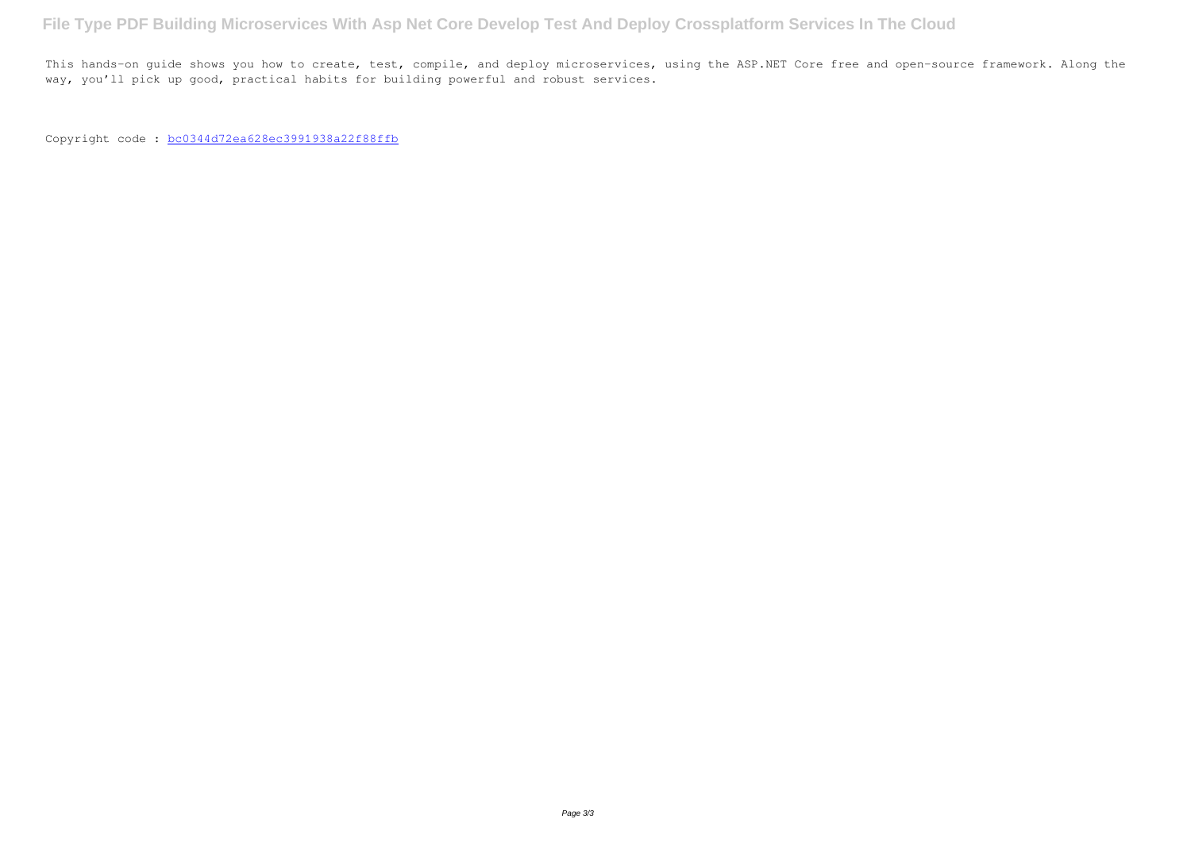This hands-on guide shows you how to create, test, compile, and deploy microservices, using the ASP.NET Core free and open-source framework. Along the way, you'll pick up good, practical habits for building powerful and robust services.

Copyright code : bc0344d72ea628ec3991938a22f88ffb